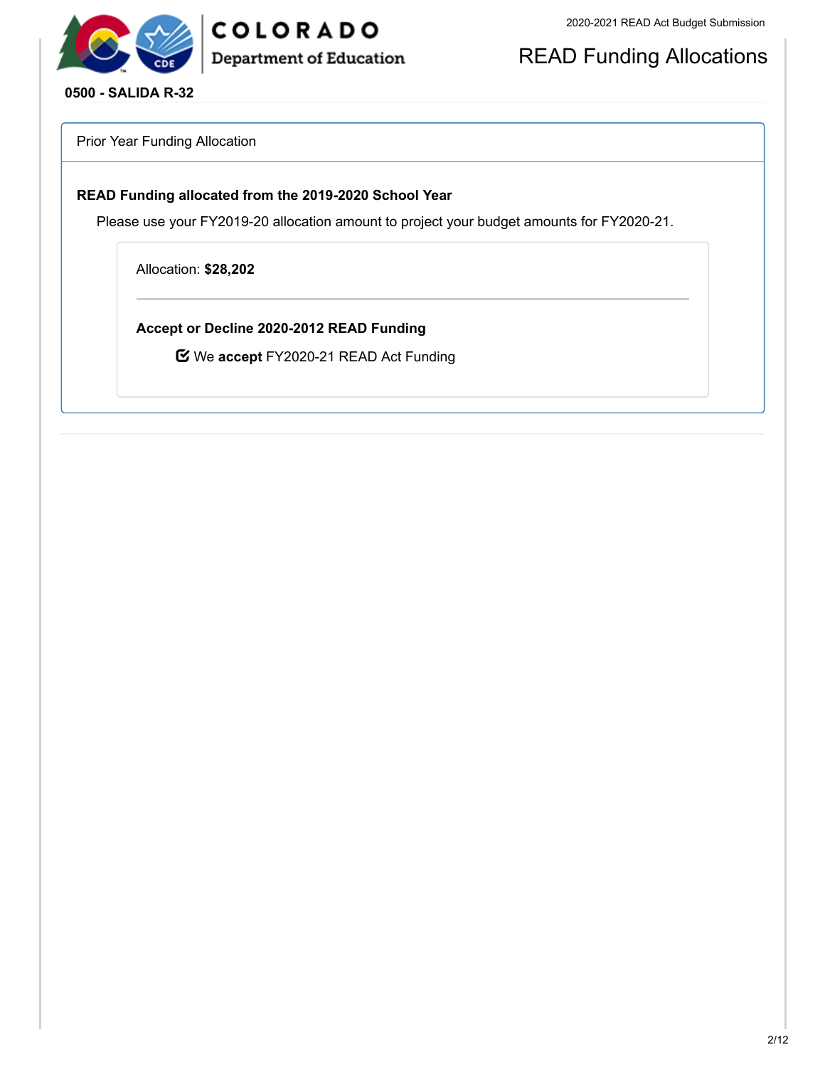# READ Funding Allocations

**0500 - SALIDA R-32**

## Prior Year Funding Allocation

### READ Funding allocated from the 2019-2020 School Year

Please use your FY2019-20 allocation amount to project your budget amounts for FY2020-21.

Allocation: **$28,202**

---

**Accept or Decline 2020-2012 READ Funding**

☑ We **accept** FY2020-21 READ Act Funding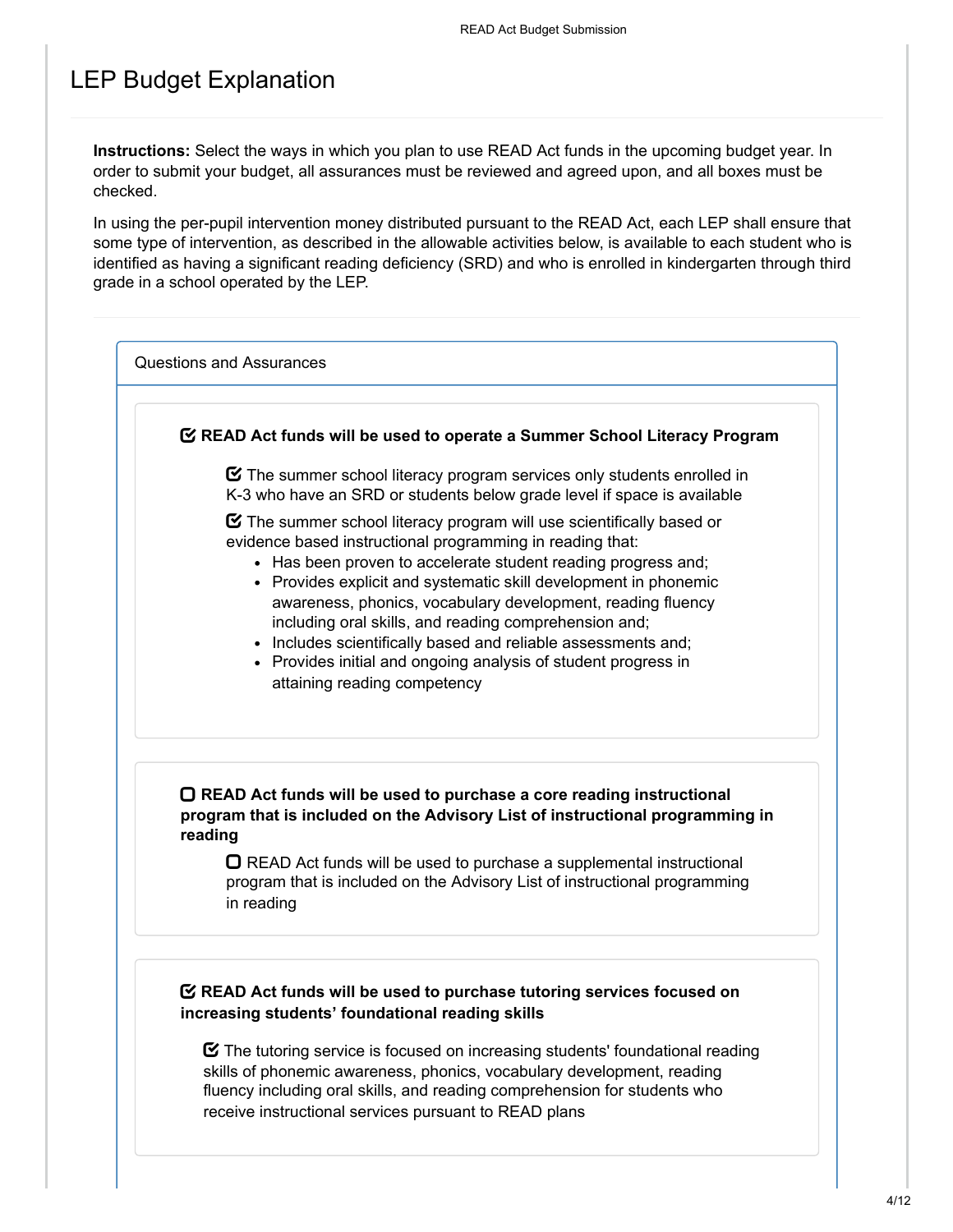# LEP Budget Explanation

**Instructions:** Select the ways in which you plan to use READ Act funds in the upcoming budget year. In order to submit your budget, all assurances must be reviewed and agreed upon, and all boxes must be checked.

In using the per-pupil intervention money distributed pursuant to the READ Act, each LEP shall ensure that some type of intervention, as described in the allowable activities below, is available to each student who is identified as having a significant reading deficiency (SRD) and who is enrolled in kindergarten through third grade in a school operated by the LEP.

## Questions and Assurances

- [x] **READ Act funds will be used to operate a Summer School Literacy Program**
  - [x] The summer school literacy program services only students enrolled in K-3 who have an SRD or students below grade level if space is available
  - [x] The summer school literacy program will use scientifically based or evidence based instructional programming in reading that:
    - Has been proven to accelerate student reading progress and;
    - Provides explicit and systematic skill development in phonemic awareness, phonics, vocabulary development, reading fluency including oral skills, and reading comprehension and;
    - Includes scientifically based and reliable assessments and;
    - Provides initial and ongoing analysis of student progress in attaining reading competency

- [ ] **READ Act funds will be used to purchase a core reading instructional program that is included on the Advisory List of instructional programming in reading**
  - [ ] READ Act funds will be used to purchase a supplemental instructional program that is included on the Advisory List of instructional programming in reading

- [x] **READ Act funds will be used to purchase tutoring services focused on increasing students' foundational reading skills**
  - [x] The tutoring service is focused on increasing students' foundational reading skills of phonemic awareness, phonics, vocabulary development, reading fluency including oral skills, and reading comprehension for students who receive instructional services pursuant to READ plans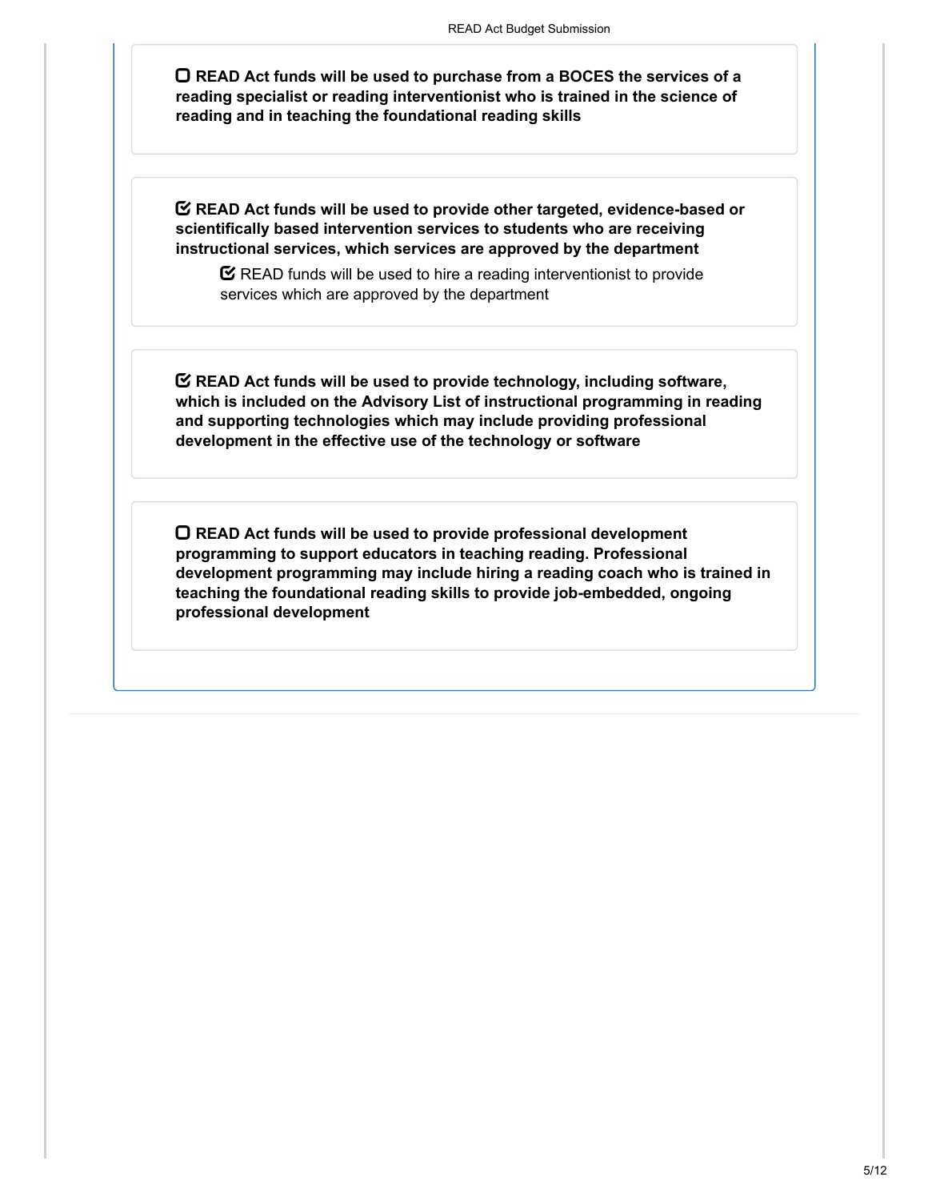- [ ] **READ Act funds will be used to purchase from a BOCES the services of a reading specialist or reading interventionist who is trained in the science of reading and in teaching the foundational reading skills**

- [x] **READ Act funds will be used to provide other targeted, evidence-based or scientifically based intervention services to students who are receiving instructional services, which services are approved by the department**
  - [x] READ funds will be used to hire a reading interventionist to provide services which are approved by the department

- [x] **READ Act funds will be used to provide technology, including software, which is included on the Advisory List of instructional programming in reading and supporting technologies which may include providing professional development in the effective use of the technology or software**

- [ ] **READ Act funds will be used to provide professional development programming to support educators in teaching reading. Professional development programming may include hiring a reading coach who is trained in teaching the foundational reading skills to provide job-embedded, ongoing professional development**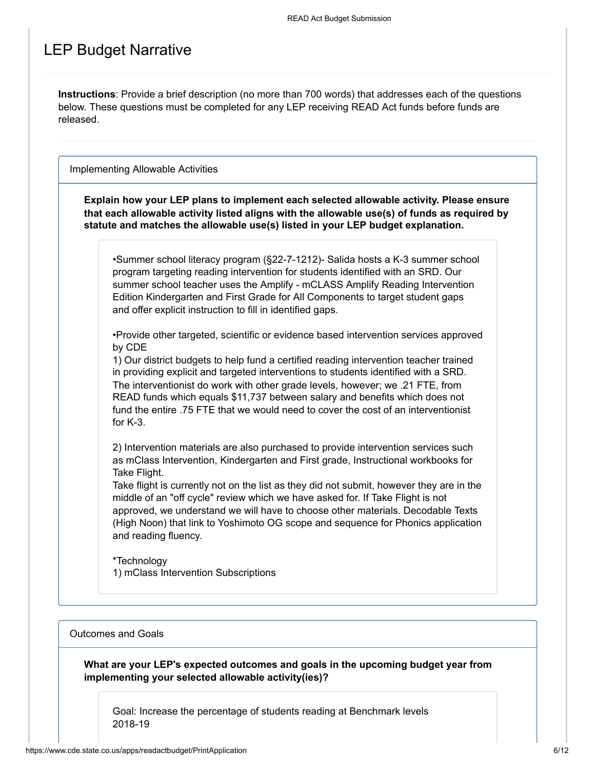# LEP Budget Narrative

**Instructions**: Provide a brief description (no more than 700 words) that addresses each of the questions below. These questions must be completed for any LEP receiving READ Act funds before funds are released.

## Implementing Allowable Activities

**Explain how your LEP plans to implement each selected allowable activity. Please ensure that each allowable activity listed aligns with the allowable use(s) of funds as required by statute and matches the allowable use(s) listed in your LEP budget explanation.**

•Summer school literacy program (§22-7-1212)- Salida hosts a K-3 summer school program targeting reading intervention for students identified with an SRD. Our summer school teacher uses the Amplify - mCLASS Amplify Reading Intervention Edition Kindergarten and First Grade for All Components to target student gaps and offer explicit instruction to fill in identified gaps.

•Provide other targeted, scientific or evidence based intervention services approved by CDE
1) Our district budgets to help fund a certified reading intervention teacher trained in providing explicit and targeted interventions to students identified with a SRD. The interventionist do work with other grade levels, however; we .21 FTE, from READ funds which equals $11,737 between salary and benefits which does not fund the entire .75 FTE that we would need to cover the cost of an interventionist for K-3.

2) Intervention materials are also purchased to provide intervention services such as mClass Intervention, Kindergarten and First grade, Instructional workbooks for Take Flight.
Take flight is currently not on the list as they did not submit, however they are in the middle of an "off cycle" review which we have asked for. If Take Flight is not approved, we understand we will have to choose other materials. Decodable Texts (High Noon) that link to Yoshimoto OG scope and sequence for Phonics application and reading fluency.

*Technology
1) mClass Intervention Subscriptions

## Outcomes and Goals

**What are your LEP's expected outcomes and goals in the upcoming budget year from implementing your selected allowable activity(ies)?**

Goal: Increase the percentage of students reading at Benchmark levels
2018-19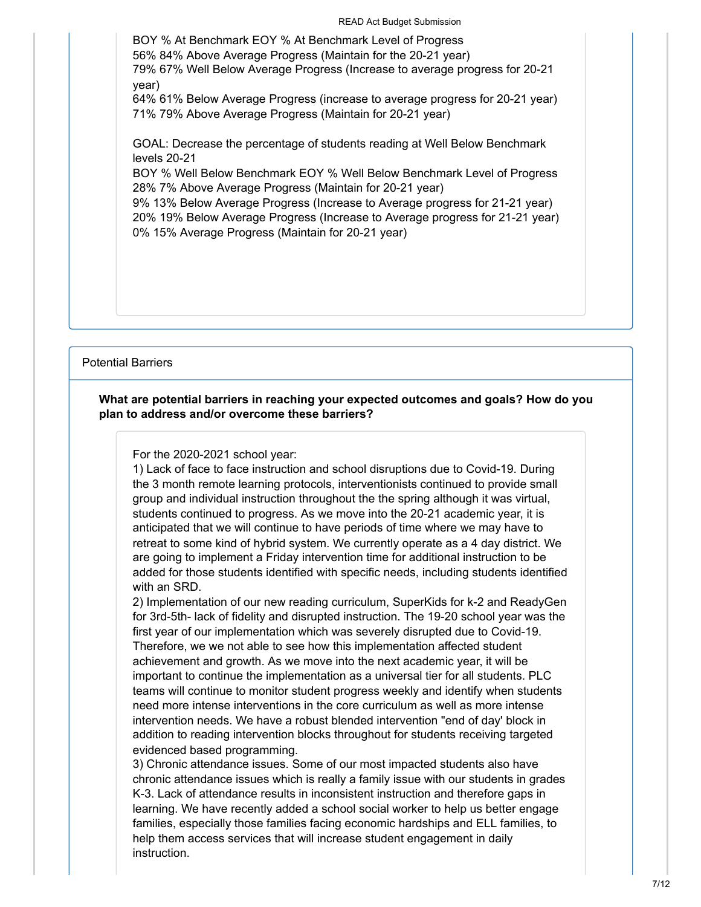BOY % At Benchmark EOY % At Benchmark Level of Progress
56% 84% Above Average Progress (Maintain for the 20-21 year)
79% 67% Well Below Average Progress (Increase to average progress for 20-21 year)
64% 61% Below Average Progress (increase to average progress for 20-21 year)
71% 79% Above Average Progress (Maintain for 20-21 year)

GOAL: Decrease the percentage of students reading at Well Below Benchmark levels 20-21
BOY % Well Below Benchmark EOY % Well Below Benchmark Level of Progress
28% 7% Above Average Progress (Maintain for 20-21 year)
9% 13% Below Average Progress (Increase to Average progress for 21-21 year)
20% 19% Below Average Progress (Increase to Average progress for 21-21 year)
0% 15% Average Progress (Maintain for 20-21 year)

## Potential Barriers

**What are potential barriers in reaching your expected outcomes and goals? How do you plan to address and/or overcome these barriers?**

For the 2020-2021 school year:
1) Lack of face to face instruction and school disruptions due to Covid-19. During the 3 month remote learning protocols, interventionists continued to provide small group and individual instruction throughout the the spring although it was virtual, students continued to progress. As we move into the 20-21 academic year, it is anticipated that we will continue to have periods of time where we may have to retreat to some kind of hybrid system. We currently operate as a 4 day district. We are going to implement a Friday intervention time for additional instruction to be added for those students identified with specific needs, including students identified with an SRD.
2) Implementation of our new reading curriculum, SuperKids for k-2 and ReadyGen for 3rd-5th- lack of fidelity and disrupted instruction. The 19-20 school year was the first year of our implementation which was severely disrupted due to Covid-19. Therefore, we we not able to see how this implementation affected student achievement and growth. As we move into the next academic year, it will be important to continue the implementation as a universal tier for all students. PLC teams will continue to monitor student progress weekly and identify when students need more intense interventions in the core curriculum as well as more intense intervention needs. We have a robust blended intervention "end of day' block in addition to reading intervention blocks throughout for students receiving targeted evidenced based programming.
3) Chronic attendance issues. Some of our most impacted students also have chronic attendance issues which is really a family issue with our students in grades K-3. Lack of attendance results in inconsistent instruction and therefore gaps in learning. We have recently added a school social worker to help us better engage families, especially those families facing economic hardships and ELL families, to help them access services that will increase student engagement in daily instruction.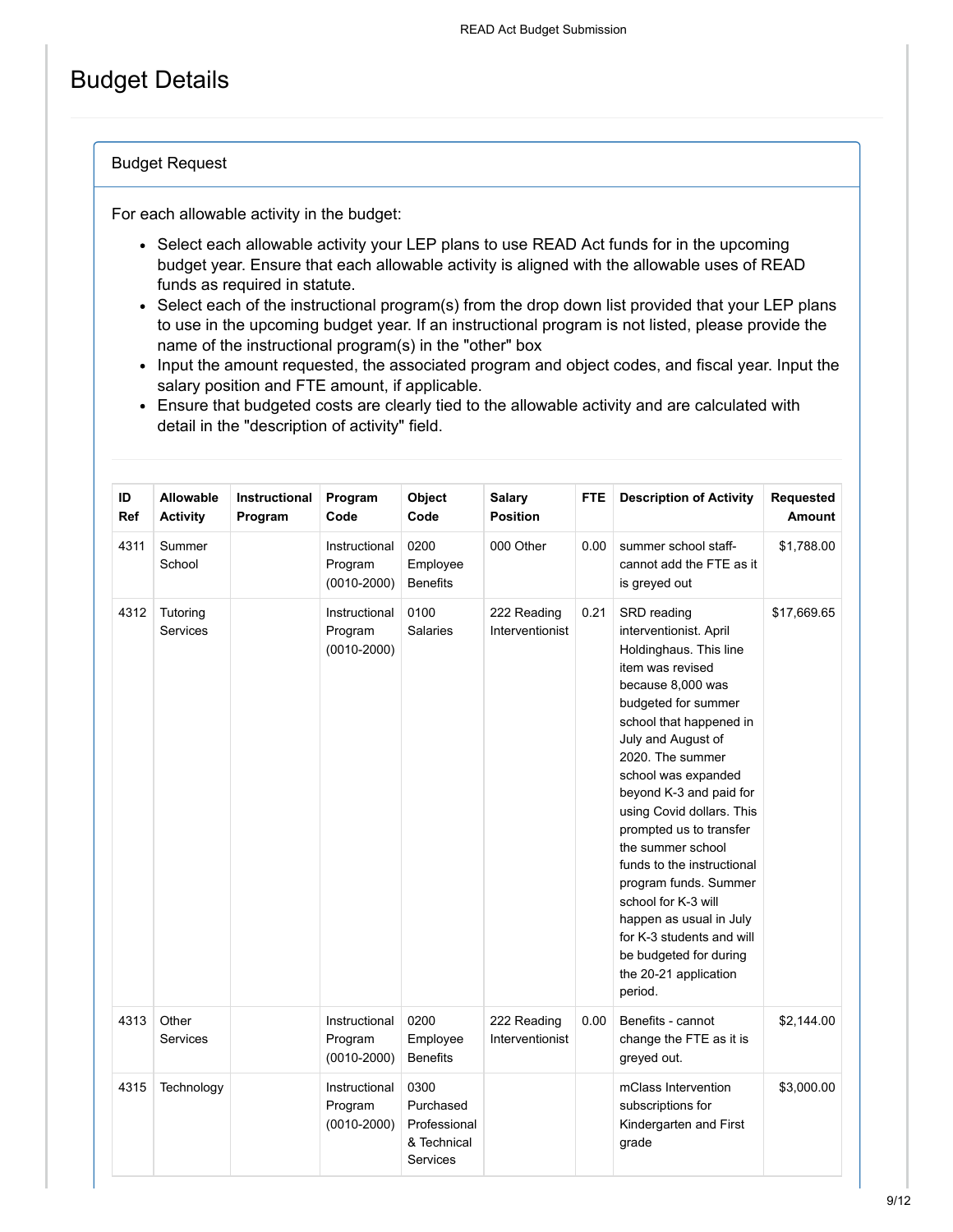# Budget Details

## Budget Request

For each allowable activity in the budget:

- Select each allowable activity your LEP plans to use READ Act funds for in the upcoming budget year. Ensure that each allowable activity is aligned with the allowable uses of READ funds as required in statute.
- Select each of the instructional program(s) from the drop down list provided that your LEP plans to use in the upcoming budget year. If an instructional program is not listed, please provide the name of the instructional program(s) in the "other" box
- Input the amount requested, the associated program and object codes, and fiscal year. Input the salary position and FTE amount, if applicable.
- Ensure that budgeted costs are clearly tied to the allowable activity and are calculated with detail in the "description of activity" field.

| ID Ref | Allowable Activity | Instructional Program | Program Code | Object Code | Salary Position | FTE | Description of Activity | Requested Amount |
|---|---|---|---|---|---|---|---|---|
| 4311 | Summer School | | Instructional Program (0010-2000) | 0200 Employee Benefits | 000 Other | 0.00 | summer school staff- cannot add the FTE as it is greyed out | $1,788.00 |
| 4312 | Tutoring Services | | Instructional Program (0010-2000) | 0100 Salaries | 222 Reading Interventionist | 0.21 | SRD reading interventionist. April Holdinghaus. This line item was revised because 8,000 was budgeted for summer school that happened in July and August of 2020. The summer school was expanded beyond K-3 and paid for using Covid dollars. This prompted us to transfer the summer school funds to the instructional program funds. Summer school for K-3 will happen as usual in July for K-3 students and will be budgeted for during the 20-21 application period. | $17,669.65 |
| 4313 | Other Services | | Instructional Program (0010-2000) | 0200 Employee Benefits | 222 Reading Interventionist | 0.00 | Benefits - cannot change the FTE as it is greyed out. | $2,144.00 |
| 4315 | Technology | | Instructional Program (0010-2000) | 0300 Purchased Professional & Technical Services | | | mClass Intervention subscriptions for Kindergarten and First grade | $3,000.00 |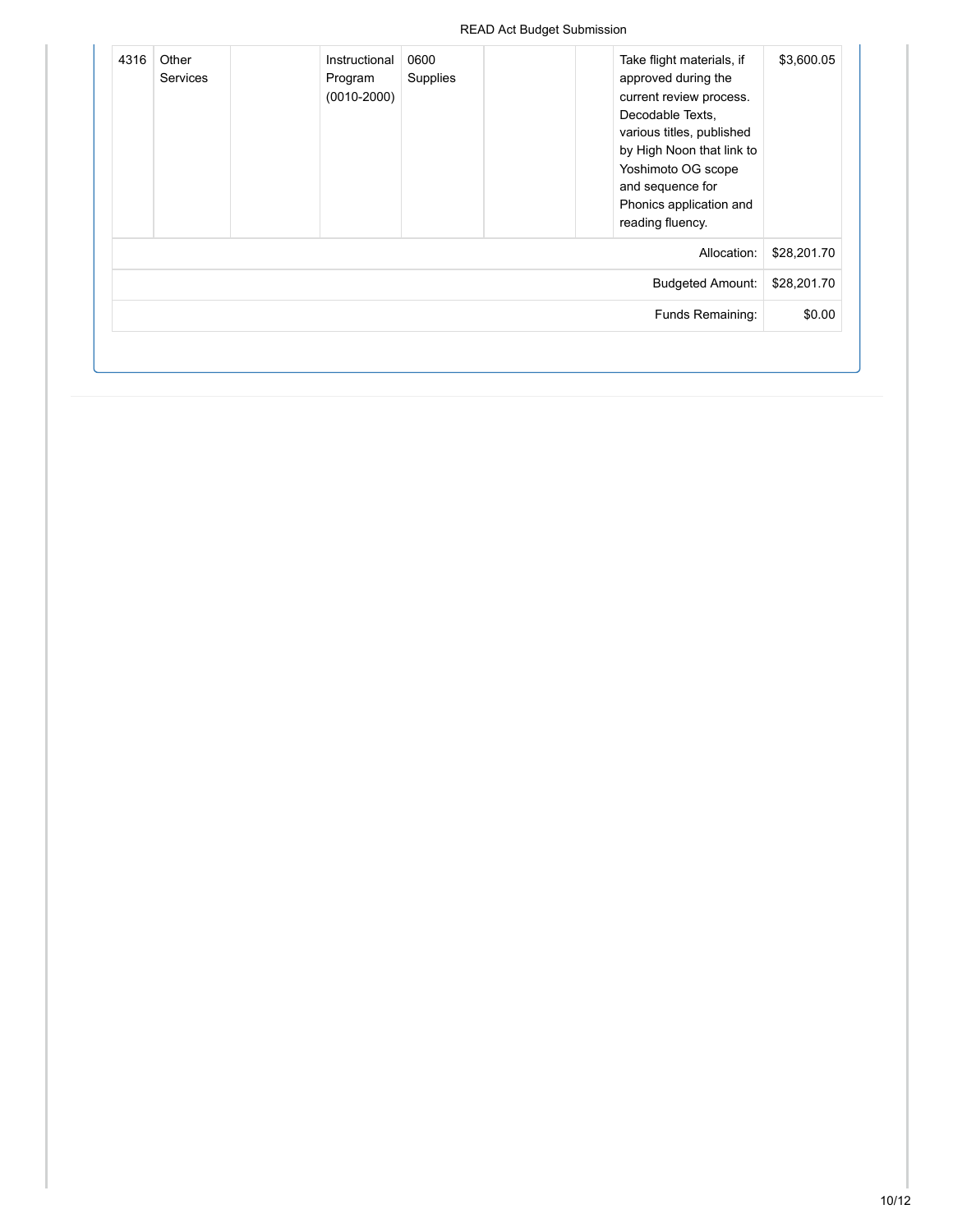| | | | | | | | | |
|---|---|---|---|---|---|---|---|---|
| 4316 | Other Services | | Instructional Program (0010-2000) | 0600 Supplies | | | Take flight materials, if approved during the current review process. Decodable Texts, various titles, published by High Noon that link to Yoshimoto OG scope and sequence for Phonics application and reading fluency. | $3,600.05 |
| | | | | | | | Allocation: | $28,201.70 |
| | | | | | | | Budgeted Amount: | $28,201.70 |
| | | | | | | | Funds Remaining: | $0.00 |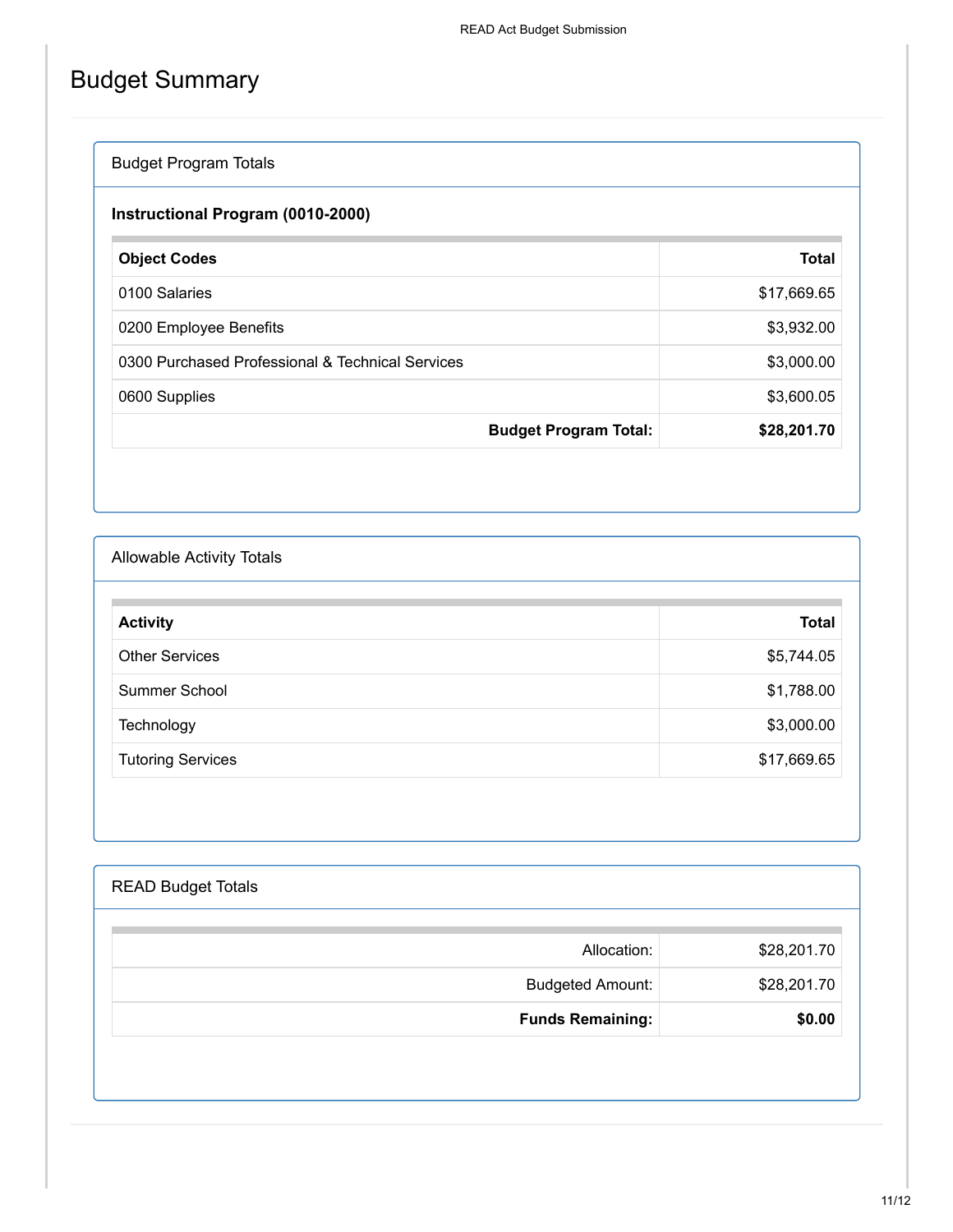# Budget Summary

## Budget Program Totals

### Instructional Program (0010-2000)

| Object Codes | Total |
|---|---|
| 0100 Salaries | $17,669.65 |
| 0200 Employee Benefits | $3,932.00 |
| 0300 Purchased Professional & Technical Services | $3,000.00 |
| 0600 Supplies | $3,600.05 |
| **Budget Program Total:** | **$28,201.70** |

## Allowable Activity Totals

| Activity | Total |
|---|---|
| Other Services | $5,744.05 |
| Summer School | $1,788.00 |
| Technology | $3,000.00 |
| Tutoring Services | $17,669.65 |

## READ Budget Totals

| | |
|---|---|
| Allocation: | $28,201.70 |
| Budgeted Amount: | $28,201.70 |
| **Funds Remaining:** | **$0.00** |